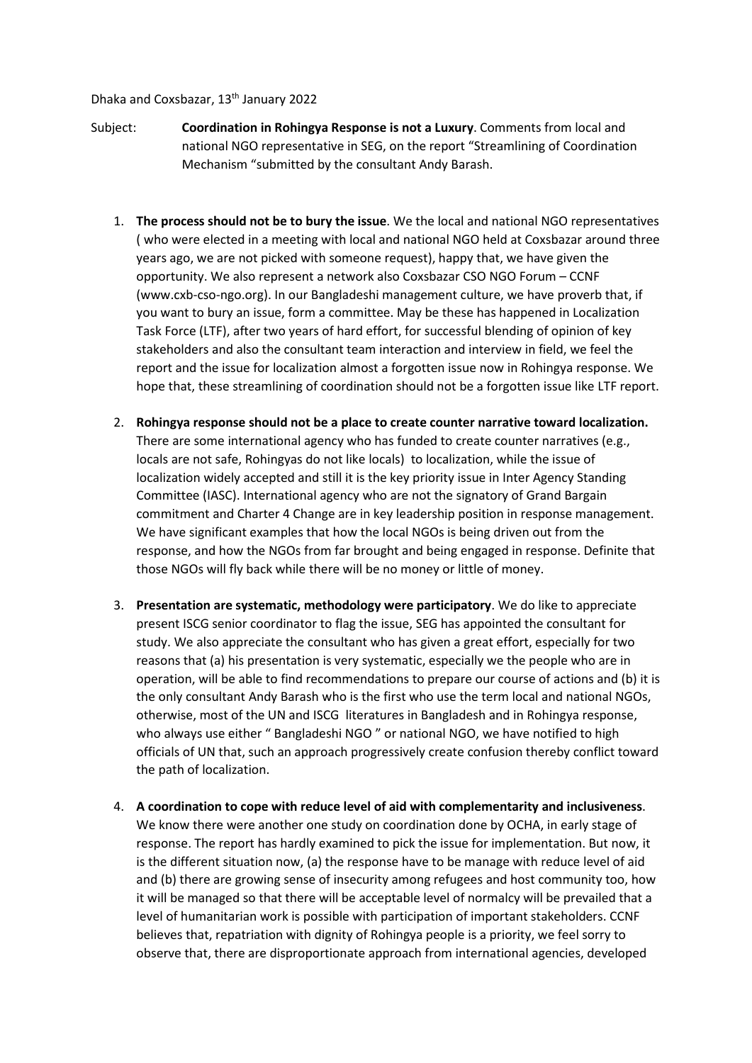Dhaka and Coxsbazar, 13th January 2022

Subject: **Coordination in Rohingya Response is not a Luxury**. Comments from local and national NGO representative in SEG, on the report "Streamlining of Coordination Mechanism "submitted by the consultant Andy Barash.

1. **The process should not be to bury the issue**. We the local and national NGO representatives ( who were elected in a meeting with local and national NGO held at Coxsbazar around three years ago, we are not picked with someone request), happy that, we have given the opportunity. We also represent a network also Coxsbazar CSO NGO Forum – CCNF (www.cxb-cso-ngo.org). In our Bangladeshi management culture, we have proverb that, if you want to bury an issue, form a committee. May be these has happened in Localization Task Force (LTF), after two years of hard effort, for successful blending of opinion of key stakeholders and also the consultant team interaction and interview in field, we feel the report and the issue for localization almost a forgotten issue now in Rohingya response. We hope that, these streamlining of coordination should not be a forgotten issue like LTF report.

2. **Rohingya response should not be a place to create counter narrative toward localization.** There are some international agency who has funded to create counter narratives (e.g., locals are not safe, Rohingyas do not like locals) to localization, while the issue of localization widely accepted and still it is the key priority issue in Inter Agency Standing Committee (IASC). International agency who are not the signatory of Grand Bargain commitment and Charter 4 Change are in key leadership position in response management. We have significant examples that how the local NGOs is being driven out from the response, and how the NGOs from far brought and being engaged in response. Definite that those NGOs will fly back while there will be no money or little of money.

3. **Presentation are systematic, methodology were participatory**. We do like to appreciate present ISCG senior coordinator to flag the issue, SEG has appointed the consultant for study. We also appreciate the consultant who has given a great effort, especially for two reasons that (a) his presentation is very systematic, especially we the people who are in operation, will be able to find recommendations to prepare our course of actions and (b) it is the only consultant Andy Barash who is the first who use the term local and national NGOs, otherwise, most of the UN and ISCG literatures in Bangladesh and in Rohingya response, who always use either " Bangladeshi NGO " or national NGO, we have notified to high officials of UN that, such an approach progressively create confusion thereby conflict toward the path of localization.

4. **A coordination to cope with reduce level of aid with complementarity and inclusiveness**. We know there were another one study on coordination done by OCHA, in early stage of response. The report has hardly examined to pick the issue for implementation. But now, it is the different situation now, (a) the response have to be manage with reduce level of aid and (b) there are growing sense of insecurity among refugees and host community too, how it will be managed so that there will be acceptable level of normalcy will be prevailed that a level of humanitarian work is possible with participation of important stakeholders. CCNF believes that, repatriation with dignity of Rohingya people is a priority, we feel sorry to observe that, there are disproportionate approach from international agencies, developed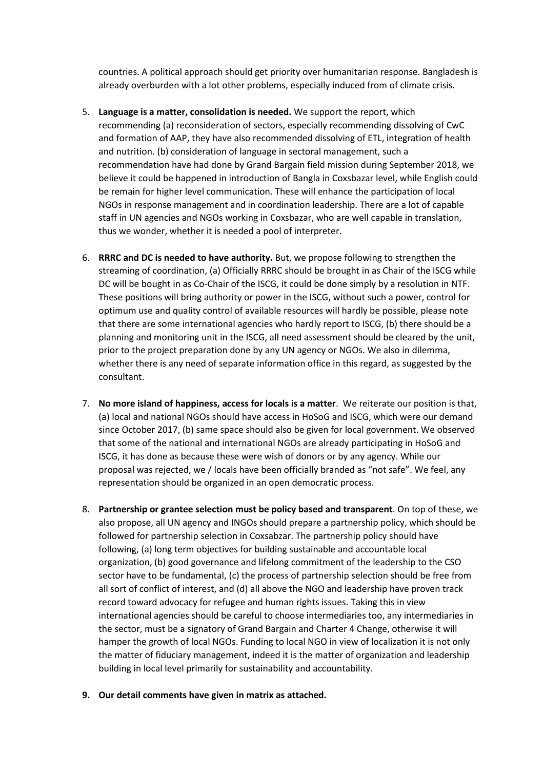countries. A political approach should get priority over humanitarian response. Bangladesh is already overburden with a lot other problems, especially induced from of climate crisis.

5. **Language is a matter, consolidation is needed.** We support the report, which recommending (a) reconsideration of sectors, especially recommending dissolving of CwC and formation of AAP, they have also recommended dissolving of ETL, integration of health and nutrition. (b) consideration of language in sectoral management, such a recommendation have had done by Grand Bargain field mission during September 2018, we believe it could be happened in introduction of Bangla in Coxsbazar level, while English could be remain for higher level communication. These will enhance the participation of local NGOs in response management and in coordination leadership. There are a lot of capable staff in UN agencies and NGOs working in Coxsbazar, who are well capable in translation, thus we wonder, whether it is needed a pool of interpreter.

6. **RRRC and DC is needed to have authority.** But, we propose following to strengthen the streaming of coordination, (a) Officially RRRC should be brought in as Chair of the ISCG while DC will be bought in as Co-Chair of the ISCG, it could be done simply by a resolution in NTF. These positions will bring authority or power in the ISCG, without such a power, control for optimum use and quality control of available resources will hardly be possible, please note that there are some international agencies who hardly report to ISCG, (b) there should be a planning and monitoring unit in the ISCG, all need assessment should be cleared by the unit, prior to the project preparation done by any UN agency or NGOs. We also in dilemma, whether there is any need of separate information office in this regard, as suggested by the consultant.

7. **No more island of happiness, access for locals is a matter**. We reiterate our position is that, (a) local and national NGOs should have access in HoSoG and ISCG, which were our demand since October 2017, (b) same space should also be given for local government. We observed that some of the national and international NGOs are already participating in HoSoG and ISCG, it has done as because these were wish of donors or by any agency. While our proposal was rejected, we / locals have been officially branded as "not safe". We feel, any representation should be organized in an open democratic process.

8. **Partnership or grantee selection must be policy based and transparent**. On top of these, we also propose, all UN agency and INGOs should prepare a partnership policy, which should be followed for partnership selection in Coxsabzar. The partnership policy should have following, (a) long term objectives for building sustainable and accountable local organization, (b) good governance and lifelong commitment of the leadership to the CSO sector have to be fundamental, (c) the process of partnership selection should be free from all sort of conflict of interest, and (d) all above the NGO and leadership have proven track record toward advocacy for refugee and human rights issues. Taking this in view international agencies should be careful to choose intermediaries too, any intermediaries in the sector, must be a signatory of Grand Bargain and Charter 4 Change, otherwise it will hamper the growth of local NGOs. Funding to local NGO in view of localization it is not only the matter of fiduciary management, indeed it is the matter of organization and leadership building in local level primarily for sustainability and accountability.

9. **Our detail comments have given in matrix as attached.**